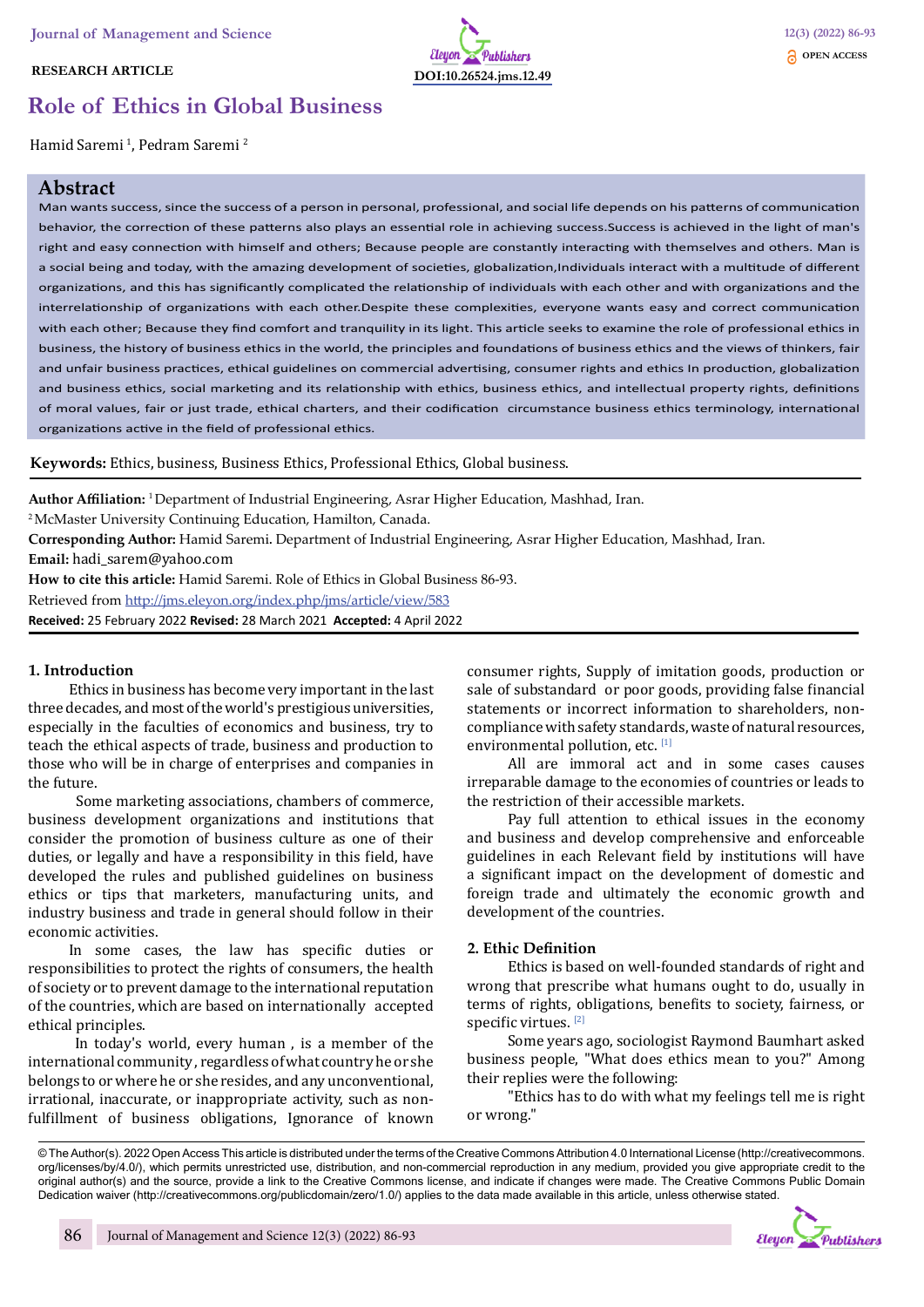RESEARCH ARTICLE

DOI:10.26524.jms.12.49

# Role of Ethics in Global Business

Hamid Saremi [1], Pedram Saremi [2]

## Abstract

Man wants success, since the success of a person in personal, professional, and social life depends on his patterns of communication behavior, the correction of these patterns also plays an essential role in achieving success.Success is achieved in the light of man's right and easy connection with himself and others; Because people are constantly interacting with themselves and others. Man is a social being and today, with the amazing development of societies, globalization,Individuals interact with a multitude of different organizations, and this has significantly complicated the relationship of individuals with each other and with organizations and the interrelationship of organizations with each other.Despite these complexities, everyone wants easy and correct communication with each other; Because they find comfort and tranquility in its light. This article seeks to examine the role of professional ethics in business, the history of business ethics in the world, the principles and foundations of business ethics and the views of thinkers, fair and unfair business practices, ethical guidelines on commercial advertising, consumer rights and ethics In production, globalization and business ethics, social marketing and its relationship with ethics, business ethics, and intellectual property rights, definitions of moral values, fair or just trade, ethical charters, and their codification circumstance business ethics terminology, international organizations active in the field of professional ethics.

**Keywords:** Ethics, business, Business Ethics, Professional Ethics, Global business.

**Author Affiliation:** [1] Department of Industrial Engineering, Asrar Higher Education, Mashhad, Iran.
[2] McMaster University Continuing Education, Hamilton, Canada.
**Corresponding Author:** Hamid Saremi. Department of Industrial Engineering, Asrar Higher Education, Mashhad, Iran.
**Email:** hadi_sarem@yahoo.com
**How to cite this article:** Hamid Saremi. Role of Ethics in Global Business 86-93.
Retrieved from http://jms.eleyon.org/index.php/jms/article/view/583
**Received:** 25 February 2022 **Revised:** 28 March 2021 **Accepted:** 4 April 2022

## 1. Introduction

Ethics in business has become very important in the last three decades, and most of the world's prestigious universities, especially in the faculties of economics and business, try to teach the ethical aspects of trade, business and production to those who will be in charge of enterprises and companies in the future.

Some marketing associations, chambers of commerce, business development organizations and institutions that consider the promotion of business culture as one of their duties, or legally and have a responsibility in this field, have developed the rules and published guidelines on business ethics or tips that marketers, manufacturing units, and industry business and trade in general should follow in their economic activities.

In some cases, the law has specific duties or responsibilities to protect the rights of consumers, the health of society or to prevent damage to the international reputation of the countries, which are based on internationally accepted ethical principles.

In today's world, every human , is a member of the international community , regardless of what country he or she belongs to or where he or she resides, and any unconventional, irrational, inaccurate, or inappropriate activity, such as non-fulfillment of business obligations, Ignorance of known consumer rights, Supply of imitation goods, production or sale of substandard or poor goods, providing false financial statements or incorrect information to shareholders, non-compliance with safety standards, waste of natural resources, environmental pollution, etc. [1]

All are immoral act and in some cases causes irreparable damage to the economies of countries or leads to the restriction of their accessible markets.

Pay full attention to ethical issues in the economy and business and develop comprehensive and enforceable guidelines in each Relevant field by institutions will have a significant impact on the development of domestic and foreign trade and ultimately the economic growth and development of the countries.

## 2. Ethic Definition

Ethics is based on well-founded standards of right and wrong that prescribe what humans ought to do, usually in terms of rights, obligations, benefits to society, fairness, or specific virtues. [2]

Some years ago, sociologist Raymond Baumhart asked business people, "What does ethics mean to you?" Among their replies were the following:

"Ethics has to do with what my feelings tell me is right or wrong."

© The Author(s). 2022 Open Access This article is distributed under the terms of the Creative Commons Attribution 4.0 International License (http://creativecommons.org/licenses/by/4.0/), which permits unrestricted use, distribution, and non-commercial reproduction in any medium, provided you give appropriate credit to the original author(s) and the source, provide a link to the Creative Commons license, and indicate if changes were made. The Creative Commons Public Domain Dedication waiver (http://creativecommons.org/publicdomain/zero/1.0/) applies to the data made available in this article, unless otherwise stated.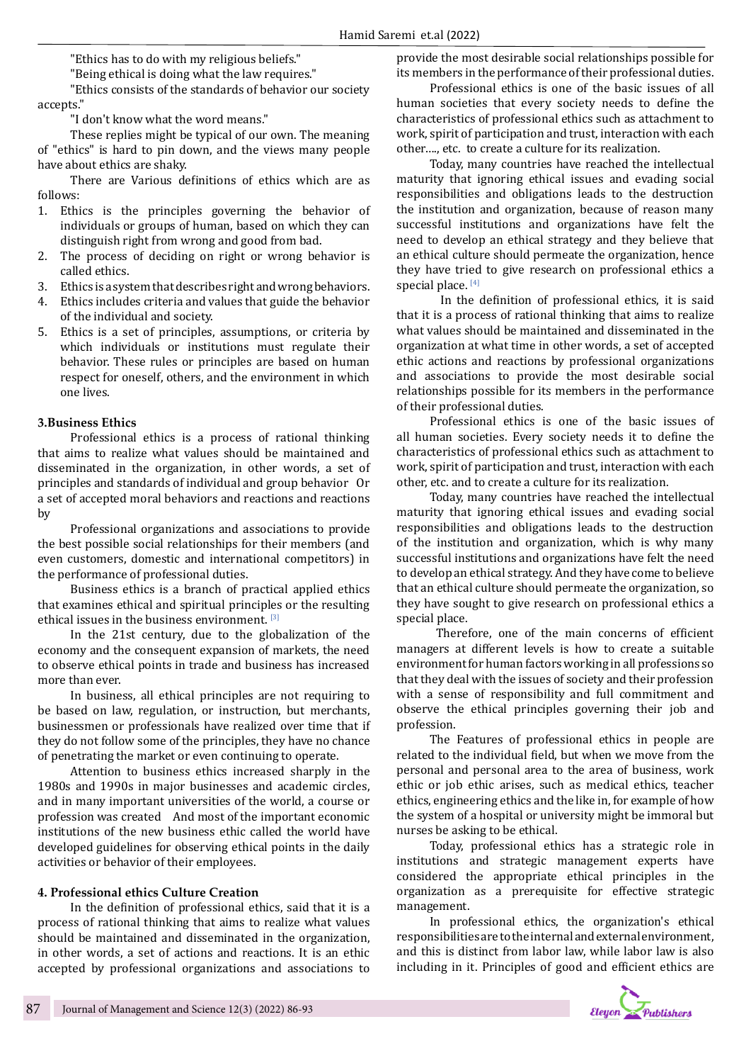"Ethics has to do with my religious beliefs."

"Being ethical is doing what the law requires."

"Ethics consists of the standards of behavior our society accepts."

"I don't know what the word means."

These replies might be typical of our own. The meaning of "ethics" is hard to pin down, and the views many people have about ethics are shaky.

There are Various definitions of ethics which are as follows:

1. Ethics is the principles governing the behavior of individuals or groups of human, based on which they can distinguish right from wrong and good from bad.
2. The process of deciding on right or wrong behavior is called ethics.
3. Ethics is a system that describes right and wrong behaviors.
4. Ethics includes criteria and values that guide the behavior of the individual and society.
5. Ethics is a set of principles, assumptions, or criteria by which individuals or institutions must regulate their behavior. These rules or principles are based on human respect for oneself, others, and the environment in which one lives.

## 3.Business Ethics

Professional ethics is a process of rational thinking that aims to realize what values should be maintained and disseminated in the organization, in other words, a set of principles and standards of individual and group behavior Or a set of accepted moral behaviors and reactions and reactions by

Professional organizations and associations to provide the best possible social relationships for their members (and even customers, domestic and international competitors) in the performance of professional duties.

Business ethics is a branch of practical applied ethics that examines ethical and spiritual principles or the resulting ethical issues in the business environment. [3]

In the 21st century, due to the globalization of the economy and the consequent expansion of markets, the need to observe ethical points in trade and business has increased more than ever.

In business, all ethical principles are not requiring to be based on law, regulation, or instruction, but merchants, businessmen or professionals have realized over time that if they do not follow some of the principles, they have no chance of penetrating the market or even continuing to operate.

Attention to business ethics increased sharply in the 1980s and 1990s in major businesses and academic circles, and in many important universities of the world, a course or profession was created And most of the important economic institutions of the new business ethic called the world have developed guidelines for observing ethical points in the daily activities or behavior of their employees.

## 4. Professional ethics Culture Creation

In the definition of professional ethics, said that it is a process of rational thinking that aims to realize what values should be maintained and disseminated in the organization, in other words, a set of actions and reactions. It is an ethic accepted by professional organizations and associations to provide the most desirable social relationships possible for its members in the performance of their professional duties.

Professional ethics is one of the basic issues of all human societies that every society needs to define the characteristics of professional ethics such as attachment to work, spirit of participation and trust, interaction with each other…., etc. to create a culture for its realization.

Today, many countries have reached the intellectual maturity that ignoring ethical issues and evading social responsibilities and obligations leads to the destruction the institution and organization, because of reason many successful institutions and organizations have felt the need to develop an ethical strategy and they believe that an ethical culture should permeate the organization, hence they have tried to give research on professional ethics a special place. [4]

In the definition of professional ethics, it is said that it is a process of rational thinking that aims to realize what values should be maintained and disseminated in the organization at what time in other words, a set of accepted ethic actions and reactions by professional organizations and associations to provide the most desirable social relationships possible for its members in the performance of their professional duties.

Professional ethics is one of the basic issues of all human societies. Every society needs it to define the characteristics of professional ethics such as attachment to work, spirit of participation and trust, interaction with each other, etc. and to create a culture for its realization.

Today, many countries have reached the intellectual maturity that ignoring ethical issues and evading social responsibilities and obligations leads to the destruction of the institution and organization, which is why many successful institutions and organizations have felt the need to develop an ethical strategy. And they have come to believe that an ethical culture should permeate the organization, so they have sought to give research on professional ethics a special place.

Therefore, one of the main concerns of efficient managers at different levels is how to create a suitable environment for human factors working in all professions so that they deal with the issues of society and their profession with a sense of responsibility and full commitment and observe the ethical principles governing their job and profession.

The Features of professional ethics in people are related to the individual field, but when we move from the personal and personal area to the area of business, work ethic or job ethic arises, such as medical ethics, teacher ethics, engineering ethics and the like in, for example of how the system of a hospital or university might be immoral but nurses be asking to be ethical.

Today, professional ethics has a strategic role in institutions and strategic management experts have considered the appropriate ethical principles in the organization as a prerequisite for effective strategic management.

In professional ethics, the organization's ethical responsibilities are to the internal and external environment, and this is distinct from labor law, while labor law is also including in it. Principles of good and efficient ethics are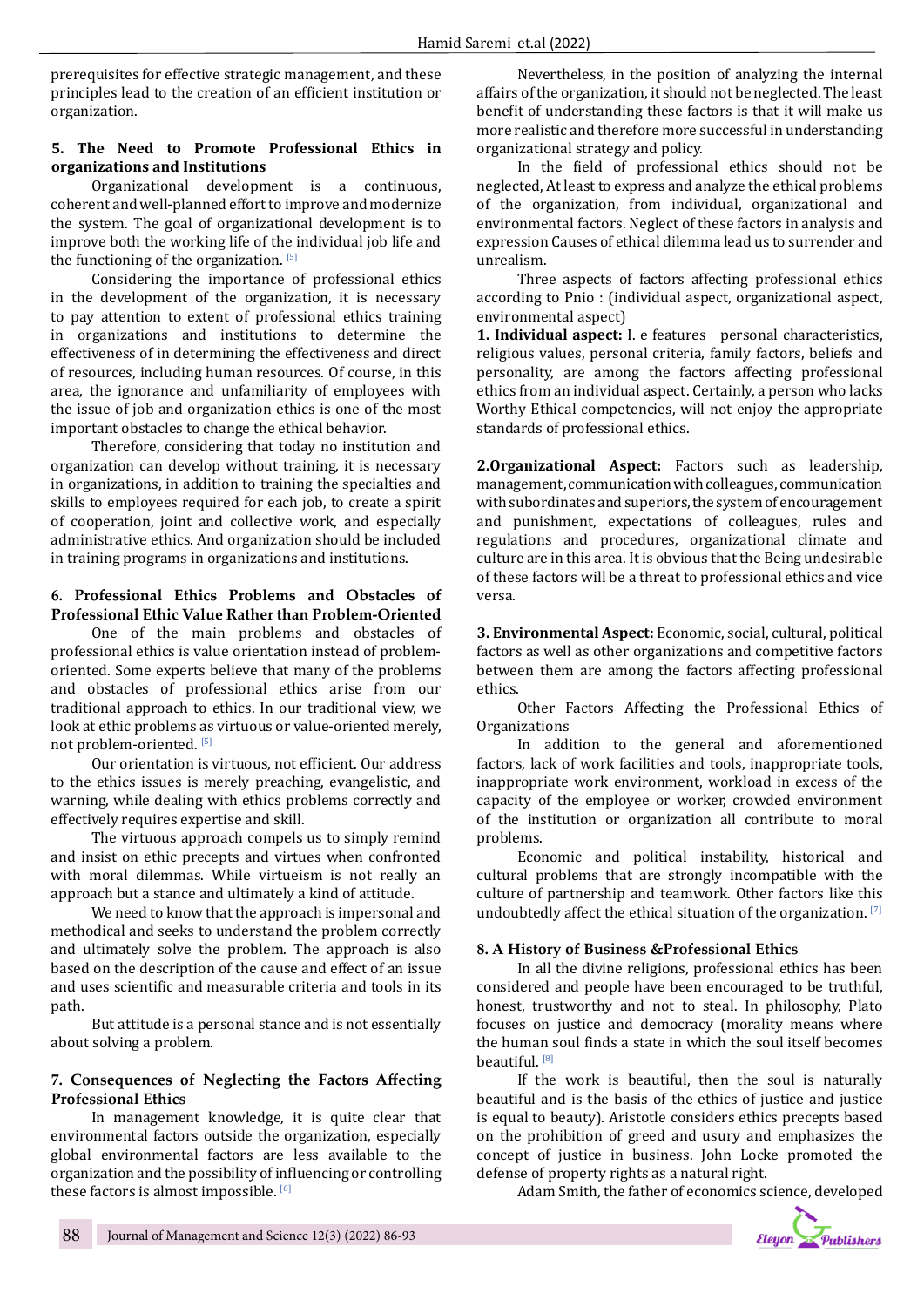prerequisites for effective strategic management, and these principles lead to the creation of an efficient institution or organization.

### 5. The Need to Promote Professional Ethics in organizations and Institutions

Organizational development is a continuous, coherent and well-planned effort to improve and modernize the system. The goal of organizational development is to improve both the working life of the individual job life and the functioning of the organization. [5]

Considering the importance of professional ethics in the development of the organization, it is necessary to pay attention to extent of professional ethics training in organizations and institutions to determine the effectiveness of in determining the effectiveness and direct of resources, including human resources. Of course, in this area, the ignorance and unfamiliarity of employees with the issue of job and organization ethics is one of the most important obstacles to change the ethical behavior.

Therefore, considering that today no institution and organization can develop without training, it is necessary in organizations, in addition to training the specialties and skills to employees required for each job, to create a spirit of cooperation, joint and collective work, and especially administrative ethics. And organization should be included in training programs in organizations and institutions.

### 6. Professional Ethics Problems and Obstacles of Professional Ethic Value Rather than Problem-Oriented

One of the main problems and obstacles of professional ethics is value orientation instead of problem-oriented. Some experts believe that many of the problems and obstacles of professional ethics arise from our traditional approach to ethics. In our traditional view, we look at ethic problems as virtuous or value-oriented merely, not problem-oriented. [5]

Our orientation is virtuous, not efficient. Our address to the ethics issues is merely preaching, evangelistic, and warning, while dealing with ethics problems correctly and effectively requires expertise and skill.

The virtuous approach compels us to simply remind and insist on ethic precepts and virtues when confronted with moral dilemmas. While virtueism is not really an approach but a stance and ultimately a kind of attitude.

We need to know that the approach is impersonal and methodical and seeks to understand the problem correctly and ultimately solve the problem. The approach is also based on the description of the cause and effect of an issue and uses scientific and measurable criteria and tools in its path.

But attitude is a personal stance and is not essentially about solving a problem.

### 7. Consequences of Neglecting the Factors Affecting Professional Ethics

In management knowledge, it is quite clear that environmental factors outside the organization, especially global environmental factors are less available to the organization and the possibility of influencing or controlling these factors is almost impossible. [6]

Nevertheless, in the position of analyzing the internal affairs of the organization, it should not be neglected. The least benefit of understanding these factors is that it will make us more realistic and therefore more successful in understanding organizational strategy and policy.

In the field of professional ethics should not be neglected, At least to express and analyze the ethical problems of the organization, from individual, organizational and environmental factors. Neglect of these factors in analysis and expression Causes of ethical dilemma lead us to surrender and unrealism.

Three aspects of factors affecting professional ethics according to Pnio : (individual aspect, organizational aspect, environmental aspect)

**1. Individual aspect:** I. e features personal characteristics, religious values, personal criteria, family factors, beliefs and personality, are among the factors affecting professional ethics from an individual aspect. Certainly, a person who lacks Worthy Ethical competencies, will not enjoy the appropriate standards of professional ethics.

**2.Organizational Aspect:** Factors such as leadership, management, communication with colleagues, communication with subordinates and superiors, the system of encouragement and punishment, expectations of colleagues, rules and regulations and procedures, organizational climate and culture are in this area. It is obvious that the Being undesirable of these factors will be a threat to professional ethics and vice versa.

**3. Environmental Aspect:** Economic, social, cultural, political factors as well as other organizations and competitive factors between them are among the factors affecting professional ethics.

Other Factors Affecting the Professional Ethics of Organizations

In addition to the general and aforementioned factors, lack of work facilities and tools, inappropriate tools, inappropriate work environment, workload in excess of the capacity of the employee or worker, crowded environment of the institution or organization all contribute to moral problems.

Economic and political instability, historical and cultural problems that are strongly incompatible with the culture of partnership and teamwork. Other factors like this undoubtedly affect the ethical situation of the organization. [7]

### 8. A History of Business &Professional Ethics

In all the divine religions, professional ethics has been considered and people have been encouraged to be truthful, honest, trustworthy and not to steal. In philosophy, Plato focuses on justice and democracy (morality means where the human soul finds a state in which the soul itself becomes beautiful. [8]

If the work is beautiful, then the soul is naturally beautiful and is the basis of the ethics of justice and justice is equal to beauty). Aristotle considers ethics precepts based on the prohibition of greed and usury and emphasizes the concept of justice in business. John Locke promoted the defense of property rights as a natural right.

Adam Smith, the father of economics science, developed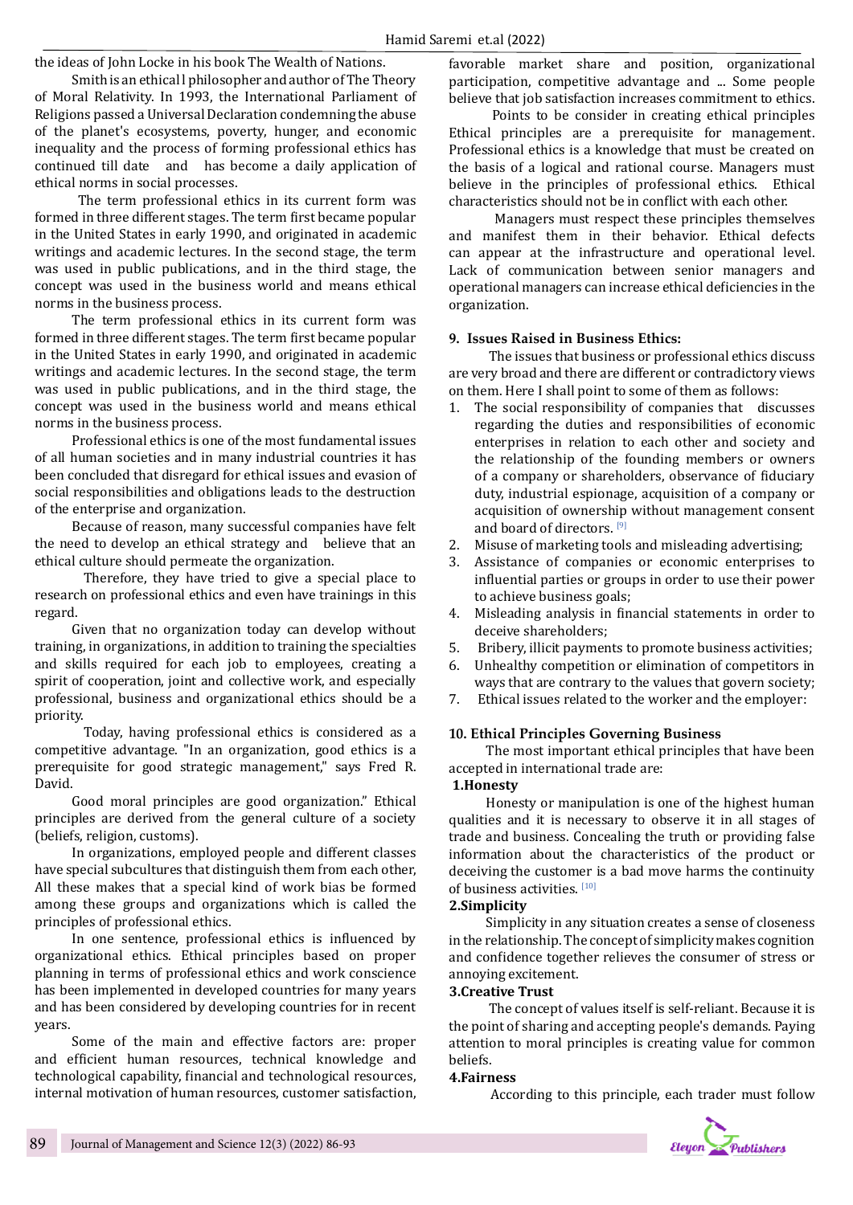the ideas of John Locke in his book The Wealth of Nations.

Smith is an ethicall philosopher and author of The Theory of Moral Relativity. In 1993, the International Parliament of Religions passed a Universal Declaration condemning the abuse of the planet's ecosystems, poverty, hunger, and economic inequality and the process of forming professional ethics has continued till date and has become a daily application of ethical norms in social processes.

The term professional ethics in its current form was formed in three different stages. The term first became popular in the United States in early 1990, and originated in academic writings and academic lectures. In the second stage, the term was used in public publications, and in the third stage, the concept was used in the business world and means ethical norms in the business process.

The term professional ethics in its current form was formed in three different stages. The term first became popular in the United States in early 1990, and originated in academic writings and academic lectures. In the second stage, the term was used in public publications, and in the third stage, the concept was used in the business world and means ethical norms in the business process.

Professional ethics is one of the most fundamental issues of all human societies and in many industrial countries it has been concluded that disregard for ethical issues and evasion of social responsibilities and obligations leads to the destruction of the enterprise and organization.

Because of reason, many successful companies have felt the need to develop an ethical strategy and believe that an ethical culture should permeate the organization.

Therefore, they have tried to give a special place to research on professional ethics and even have trainings in this regard.

Given that no organization today can develop without training, in organizations, in addition to training the specialties and skills required for each job to employees, creating a spirit of cooperation, joint and collective work, and especially professional, business and organizational ethics should be a priority.

Today, having professional ethics is considered as a competitive advantage. "In an organization, good ethics is a prerequisite for good strategic management," says Fred R. David.

Good moral principles are good organization." Ethical principles are derived from the general culture of a society (beliefs, religion, customs).

In organizations, employed people and different classes have special subcultures that distinguish them from each other, All these makes that a special kind of work bias be formed among these groups and organizations which is called the principles of professional ethics.

In one sentence, professional ethics is influenced by organizational ethics. Ethical principles based on proper planning in terms of professional ethics and work conscience has been implemented in developed countries for many years and has been considered by developing countries for in recent years.

Some of the main and effective factors are: proper and efficient human resources, technical knowledge and technological capability, financial and technological resources, internal motivation of human resources, customer satisfaction, favorable market share and position, organizational participation, competitive advantage and ... Some people believe that job satisfaction increases commitment to ethics.

Points to be consider in creating ethical principles Ethical principles are a prerequisite for management. Professional ethics is a knowledge that must be created on the basis of a logical and rational course. Managers must believe in the principles of professional ethics. Ethical characteristics should not be in conflict with each other.

Managers must respect these principles themselves and manifest them in their behavior. Ethical defects can appear at the infrastructure and operational level. Lack of communication between senior managers and operational managers can increase ethical deficiencies in the organization.

## 9. Issues Raised in Business Ethics:

The issues that business or professional ethics discuss are very broad and there are different or contradictory views on them. Here I shall point to some of them as follows:

1. The social responsibility of companies that discusses regarding the duties and responsibilities of economic enterprises in relation to each other and society and the relationship of the founding members or owners of a company or shareholders, observance of fiduciary duty, industrial espionage, acquisition of a company or acquisition of ownership without management consent and board of directors. [9]
2. Misuse of marketing tools and misleading advertising;
3. Assistance of companies or economic enterprises to influential parties or groups in order to use their power to achieve business goals;
4. Misleading analysis in financial statements in order to deceive shareholders;
5. Bribery, illicit payments to promote business activities;
6. Unhealthy competition or elimination of competitors in ways that are contrary to the values that govern society;
7. Ethical issues related to the worker and the employer:

## 10. Ethical Principles Governing Business

The most important ethical principles that have been accepted in international trade are:

### 1.Honesty

Honesty or manipulation is one of the highest human qualities and it is necessary to observe it in all stages of trade and business. Concealing the truth or providing false information about the characteristics of the product or deceiving the customer is a bad move harms the continuity of business activities. [10]

### 2.Simplicity

Simplicity in any situation creates a sense of closeness in the relationship. The concept of simplicity makes cognition and confidence together relieves the consumer of stress or annoying excitement.

### 3.Creative Trust

The concept of values itself is self-reliant. Because it is the point of sharing and accepting people's demands. Paying attention to moral principles is creating value for common beliefs.

### 4.Fairness

According to this principle, each trader must follow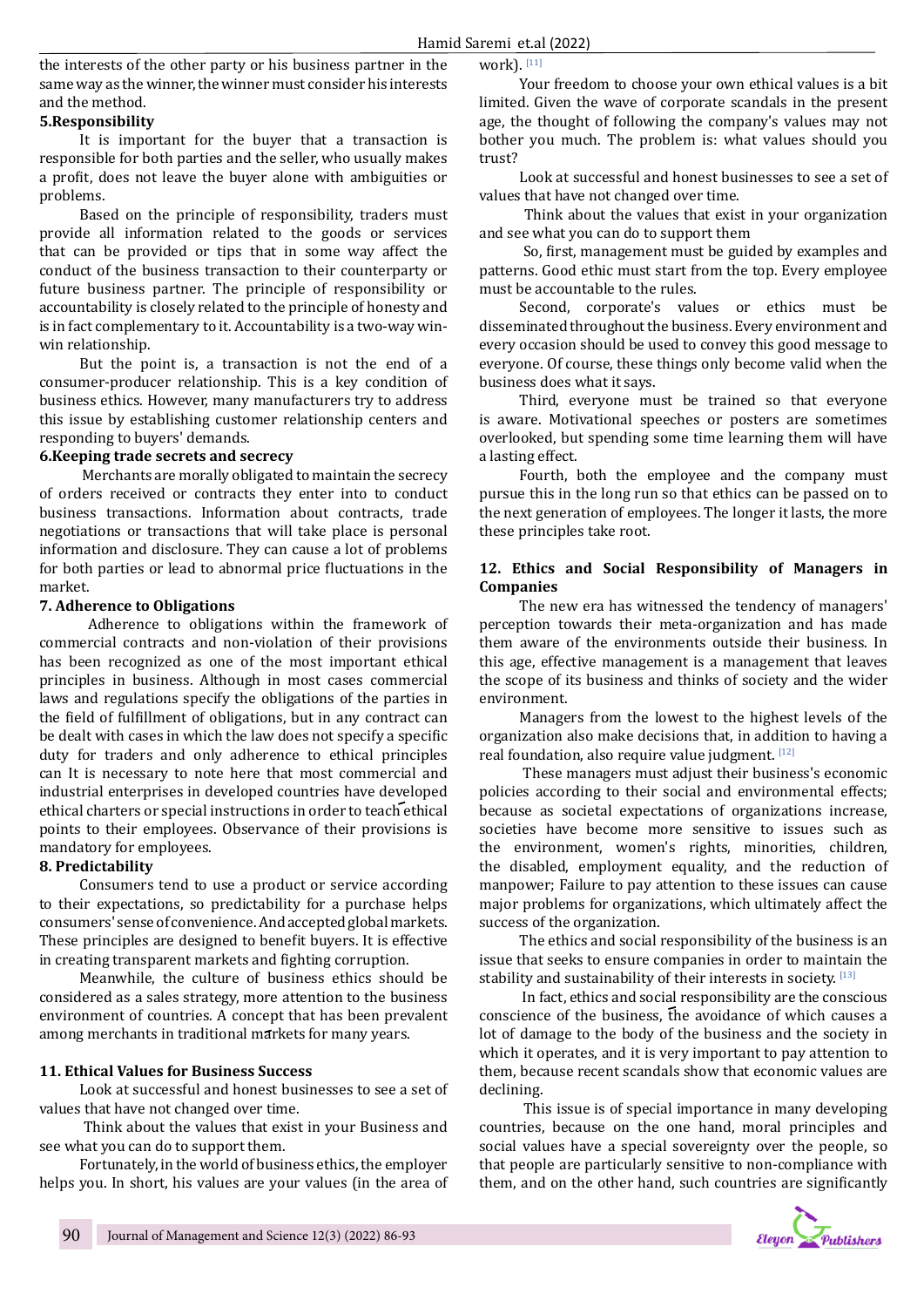the interests of the other party or his business partner in the same way as the winner, the winner must consider his interests and the method.

### 5.Responsibility

It is important for the buyer that a transaction is responsible for both parties and the seller, who usually makes a profit, does not leave the buyer alone with ambiguities or problems.

Based on the principle of responsibility, traders must provide all information related to the goods or services that can be provided or tips that in some way affect the conduct of the business transaction to their counterparty or future business partner. The principle of responsibility or accountability is closely related to the principle of honesty and is in fact complementary to it. Accountability is a two-way win-win relationship.

But the point is, a transaction is not the end of a consumer-producer relationship. This is a key condition of business ethics. However, many manufacturers try to address this issue by establishing customer relationship centers and responding to buyers' demands.

### 6.Keeping trade secrets and secrecy

Merchants are morally obligated to maintain the secrecy of orders received or contracts they enter into to conduct business transactions. Information about contracts, trade negotiations or transactions that will take place is personal information and disclosure. They can cause a lot of problems for both parties or lead to abnormal price fluctuations in the market.

### 7. Adherence to Obligations

Adherence to obligations within the framework of commercial contracts and non-violation of their provisions has been recognized as one of the most important ethical principles in business. Although in most cases commercial laws and regulations specify the obligations of the parties in the field of fulfillment of obligations, but in any contract can be dealt with cases in which the law does not specify a specific duty for traders and only adherence to ethical principles can It is necessary to note here that most commercial and industrial enterprises in developed countries have developed ethical charters or special instructions in order to teach ethical points to their employees. Observance of their provisions is mandatory for employees.

### 8. Predictability

Consumers tend to use a product or service according to their expectations, so predictability for a purchase helps consumers' sense of convenience. And accepted global markets. These principles are designed to benefit buyers. It is effective in creating transparent markets and fighting corruption.

Meanwhile, the culture of business ethics should be considered as a sales strategy, more attention to the business environment of countries. A concept that has been prevalent among merchants in traditional markets for many years.

## 11. Ethical Values for Business Success

Look at successful and honest businesses to see a set of values that have not changed over time.

Think about the values that exist in your Business and see what you can do to support them.

Fortunately, in the world of business ethics, the employer helps you. In short, his values are your values (in the area of work). [11]

Your freedom to choose your own ethical values is a bit limited. Given the wave of corporate scandals in the present age, the thought of following the company's values may not bother you much. The problem is: what values should you trust?

Look at successful and honest businesses to see a set of values that have not changed over time.

Think about the values that exist in your organization and see what you can do to support them

So, first, management must be guided by examples and patterns. Good ethic must start from the top. Every employee must be accountable to the rules.

Second, corporate's values or ethics must be disseminated throughout the business. Every environment and every occasion should be used to convey this good message to everyone. Of course, these things only become valid when the business does what it says.

Third, everyone must be trained so that everyone is aware. Motivational speeches or posters are sometimes overlooked, but spending some time learning them will have a lasting effect.

Fourth, both the employee and the company must pursue this in the long run so that ethics can be passed on to the next generation of employees. The longer it lasts, the more these principles take root.

## 12. Ethics and Social Responsibility of Managers in Companies

The new era has witnessed the tendency of managers' perception towards their meta-organization and has made them aware of the environments outside their business. In this age, effective management is a management that leaves the scope of its business and thinks of society and the wider environment.

Managers from the lowest to the highest levels of the organization also make decisions that, in addition to having a real foundation, also require value judgment. [12]

These managers must adjust their business's economic policies according to their social and environmental effects; because as societal expectations of organizations increase, societies have become more sensitive to issues such as the environment, women's rights, minorities, children, the disabled, employment equality, and the reduction of manpower; Failure to pay attention to these issues can cause major problems for organizations, which ultimately affect the success of the organization.

The ethics and social responsibility of the business is an issue that seeks to ensure companies in order to maintain the stability and sustainability of their interests in society. [13]

In fact, ethics and social responsibility are the conscious conscience of the business, the avoidance of which causes a lot of damage to the body of the business and the society in which it operates, and it is very important to pay attention to them, because recent scandals show that economic values are declining.

This issue is of special importance in many developing countries, because on the one hand, moral principles and social values have a special sovereignty over the people, so that people are particularly sensitive to non-compliance with them, and on the other hand, such countries are significantly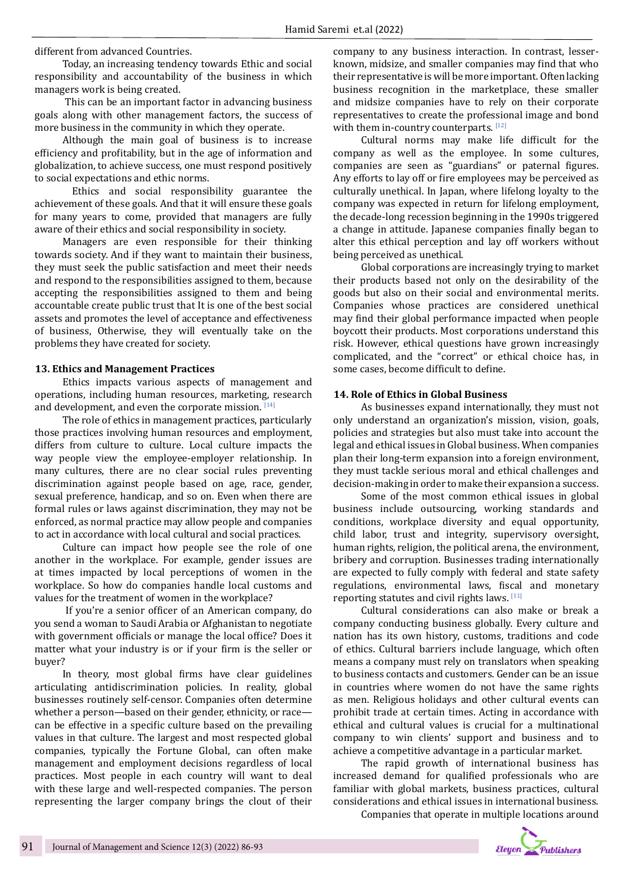different from advanced Countries.

Today, an increasing tendency towards Ethic and social responsibility and accountability of the business in which managers work is being created.

This can be an important factor in advancing business goals along with other management factors, the success of more business in the community in which they operate.

Although the main goal of business is to increase efficiency and profitability, but in the age of information and globalization, to achieve success, one must respond positively to social expectations and ethic norms.

Ethics and social responsibility guarantee the achievement of these goals. And that it will ensure these goals for many years to come, provided that managers are fully aware of their ethics and social responsibility in society.

Managers are even responsible for their thinking towards society. And if they want to maintain their business, they must seek the public satisfaction and meet their needs and respond to the responsibilities assigned to them, because accepting the responsibilities assigned to them and being accountable create public trust that It is one of the best social assets and promotes the level of acceptance and effectiveness of business, Otherwise, they will eventually take on the problems they have created for society.

### 13. Ethics and Management Practices

Ethics impacts various aspects of management and operations, including human resources, marketing, research and development, and even the corporate mission. [14]

The role of ethics in management practices, particularly those practices involving human resources and employment, differs from culture to culture. Local culture impacts the way people view the employee-employer relationship. In many cultures, there are no clear social rules preventing discrimination against people based on age, race, gender, sexual preference, handicap, and so on. Even when there are formal rules or laws against discrimination, they may not be enforced, as normal practice may allow people and companies to act in accordance with local cultural and social practices.

Culture can impact how people see the role of one another in the workplace. For example, gender issues are at times impacted by local perceptions of women in the workplace. So how do companies handle local customs and values for the treatment of women in the workplace?

If you're a senior officer of an American company, do you send a woman to Saudi Arabia or Afghanistan to negotiate with government officials or manage the local office? Does it matter what your industry is or if your firm is the seller or buyer?

In theory, most global firms have clear guidelines articulating antidiscrimination policies. In reality, global businesses routinely self-censor. Companies often determine whether a person—based on their gender, ethnicity, or race—can be effective in a specific culture based on the prevailing values in that culture. The largest and most respected global companies, typically the Fortune Global, can often make management and employment decisions regardless of local practices. Most people in each country will want to deal with these large and well-respected companies. The person representing the larger company brings the clout of their company to any business interaction. In contrast, lesser-known, midsize, and smaller companies may find that who their representative is will be more important. Often lacking business recognition in the marketplace, these smaller and midsize companies have to rely on their corporate representatives to create the professional image and bond with them in-country counterparts. [12]

Cultural norms may make life difficult for the company as well as the employee. In some cultures, companies are seen as "guardians" or paternal figures. Any efforts to lay off or fire employees may be perceived as culturally unethical. In Japan, where lifelong loyalty to the company was expected in return for lifelong employment, the decade-long recession beginning in the 1990s triggered a change in attitude. Japanese companies finally began to alter this ethical perception and lay off workers without being perceived as unethical.

Global corporations are increasingly trying to market their products based not only on the desirability of the goods but also on their social and environmental merits. Companies whose practices are considered unethical may find their global performance impacted when people boycott their products. Most corporations understand this risk. However, ethical questions have grown increasingly complicated, and the "correct" or ethical choice has, in some cases, become difficult to define.

### 14. Role of Ethics in Global Business

As businesses expand internationally, they must not only understand an organization's mission, vision, goals, policies and strategies but also must take into account the legal and ethical issues in Global business. When companies plan their long-term expansion into a foreign environment, they must tackle serious moral and ethical challenges and decision-making in order to make their expansion a success.

Some of the most common ethical issues in global business include outsourcing, working standards and conditions, workplace diversity and equal opportunity, child labor, trust and integrity, supervisory oversight, human rights, religion, the political arena, the environment, bribery and corruption. Businesses trading internationally are expected to fully comply with federal and state safety regulations, environmental laws, fiscal and monetary reporting statutes and civil rights laws. [11]

Cultural considerations can also make or break a company conducting business globally. Every culture and nation has its own history, customs, traditions and code of ethics. Cultural barriers include language, which often means a company must rely on translators when speaking to business contacts and customers. Gender can be an issue in countries where women do not have the same rights as men. Religious holidays and other cultural events can prohibit trade at certain times. Acting in accordance with ethical and cultural values is crucial for a multinational company to win clients' support and business and to achieve a competitive advantage in a particular market.

The rapid growth of international business has increased demand for qualified professionals who are familiar with global markets, business practices, cultural considerations and ethical issues in international business.

Companies that operate in multiple locations around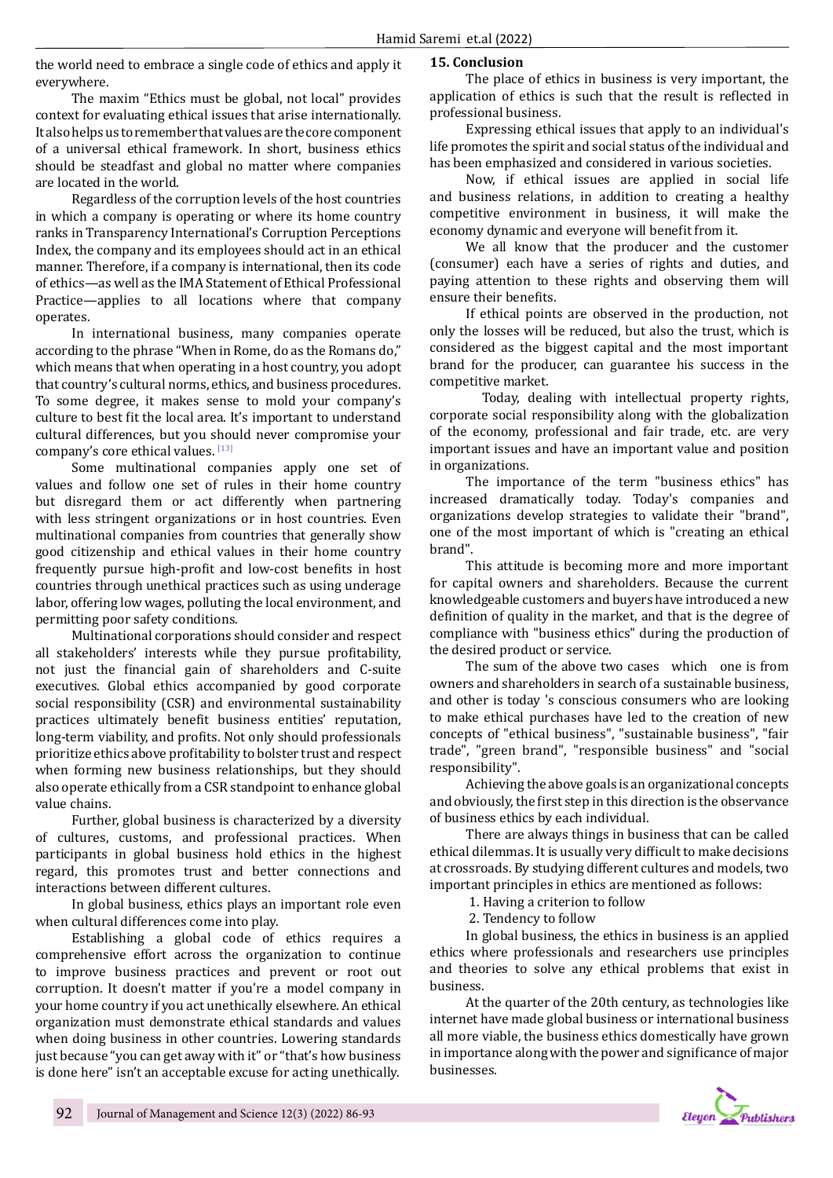the world need to embrace a single code of ethics and apply it everywhere.

The maxim "Ethics must be global, not local" provides context for evaluating ethical issues that arise internationally. It also helps us to remember that values are the core component of a universal ethical framework. In short, business ethics should be steadfast and global no matter where companies are located in the world.

Regardless of the corruption levels of the host countries in which a company is operating or where its home country ranks in Transparency International's Corruption Perceptions Index, the company and its employees should act in an ethical manner. Therefore, if a company is international, then its code of ethics—as well as the IMA Statement of Ethical Professional Practice—applies to all locations where that company operates.

In international business, many companies operate according to the phrase "When in Rome, do as the Romans do," which means that when operating in a host country, you adopt that country's cultural norms, ethics, and business procedures. To some degree, it makes sense to mold your company's culture to best fit the local area. It's important to understand cultural differences, but you should never compromise your company's core ethical values. [13]

Some multinational companies apply one set of values and follow one set of rules in their home country but disregard them or act differently when partnering with less stringent organizations or in host countries. Even multinational companies from countries that generally show good citizenship and ethical values in their home country frequently pursue high-profit and low-cost benefits in host countries through unethical practices such as using underage labor, offering low wages, polluting the local environment, and permitting poor safety conditions.

Multinational corporations should consider and respect all stakeholders' interests while they pursue profitability, not just the financial gain of shareholders and C-suite executives. Global ethics accompanied by good corporate social responsibility (CSR) and environmental sustainability practices ultimately benefit business entities' reputation, long-term viability, and profits. Not only should professionals prioritize ethics above profitability to bolster trust and respect when forming new business relationships, but they should also operate ethically from a CSR standpoint to enhance global value chains.

Further, global business is characterized by a diversity of cultures, customs, and professional practices. When participants in global business hold ethics in the highest regard, this promotes trust and better connections and interactions between different cultures.

In global business, ethics plays an important role even when cultural differences come into play.

Establishing a global code of ethics requires a comprehensive effort across the organization to continue to improve business practices and prevent or root out corruption. It doesn't matter if you're a model company in your home country if you act unethically elsewhere. An ethical organization must demonstrate ethical standards and values when doing business in other countries. Lowering standards just because "you can get away with it" or "that's how business is done here" isn't an acceptable excuse for acting unethically.

## 15. Conclusion

The place of ethics in business is very important, the application of ethics is such that the result is reflected in professional business.

Expressing ethical issues that apply to an individual's life promotes the spirit and social status of the individual and has been emphasized and considered in various societies.

Now, if ethical issues are applied in social life and business relations, in addition to creating a healthy competitive environment in business, it will make the economy dynamic and everyone will benefit from it.

We all know that the producer and the customer (consumer) each have a series of rights and duties, and paying attention to these rights and observing them will ensure their benefits.

If ethical points are observed in the production, not only the losses will be reduced, but also the trust, which is considered as the biggest capital and the most important brand for the producer, can guarantee his success in the competitive market.

Today, dealing with intellectual property rights, corporate social responsibility along with the globalization of the economy, professional and fair trade, etc. are very important issues and have an important value and position in organizations.

The importance of the term "business ethics" has increased dramatically today. Today's companies and organizations develop strategies to validate their "brand", one of the most important of which is "creating an ethical brand".

This attitude is becoming more and more important for capital owners and shareholders. Because the current knowledgeable customers and buyers have introduced a new definition of quality in the market, and that is the degree of compliance with "business ethics" during the production of the desired product or service.

The sum of the above two cases which one is from owners and shareholders in search of a sustainable business, and other is today 's conscious consumers who are looking to make ethical purchases have led to the creation of new concepts of "ethical business", "sustainable business", "fair trade", "green brand", "responsible business" and "social responsibility".

Achieving the above goals is an organizational concepts and obviously, the first step in this direction is the observance of business ethics by each individual.

There are always things in business that can be called ethical dilemmas. It is usually very difficult to make decisions at crossroads. By studying different cultures and models, two important principles in ethics are mentioned as follows:

1. Having a criterion to follow
2. Tendency to follow

In global business, the ethics in business is an applied ethics where professionals and researchers use principles and theories to solve any ethical problems that exist in business.

At the quarter of the 20th century, as technologies like internet have made global business or international business all more viable, the business ethics domestically have grown in importance along with the power and significance of major businesses.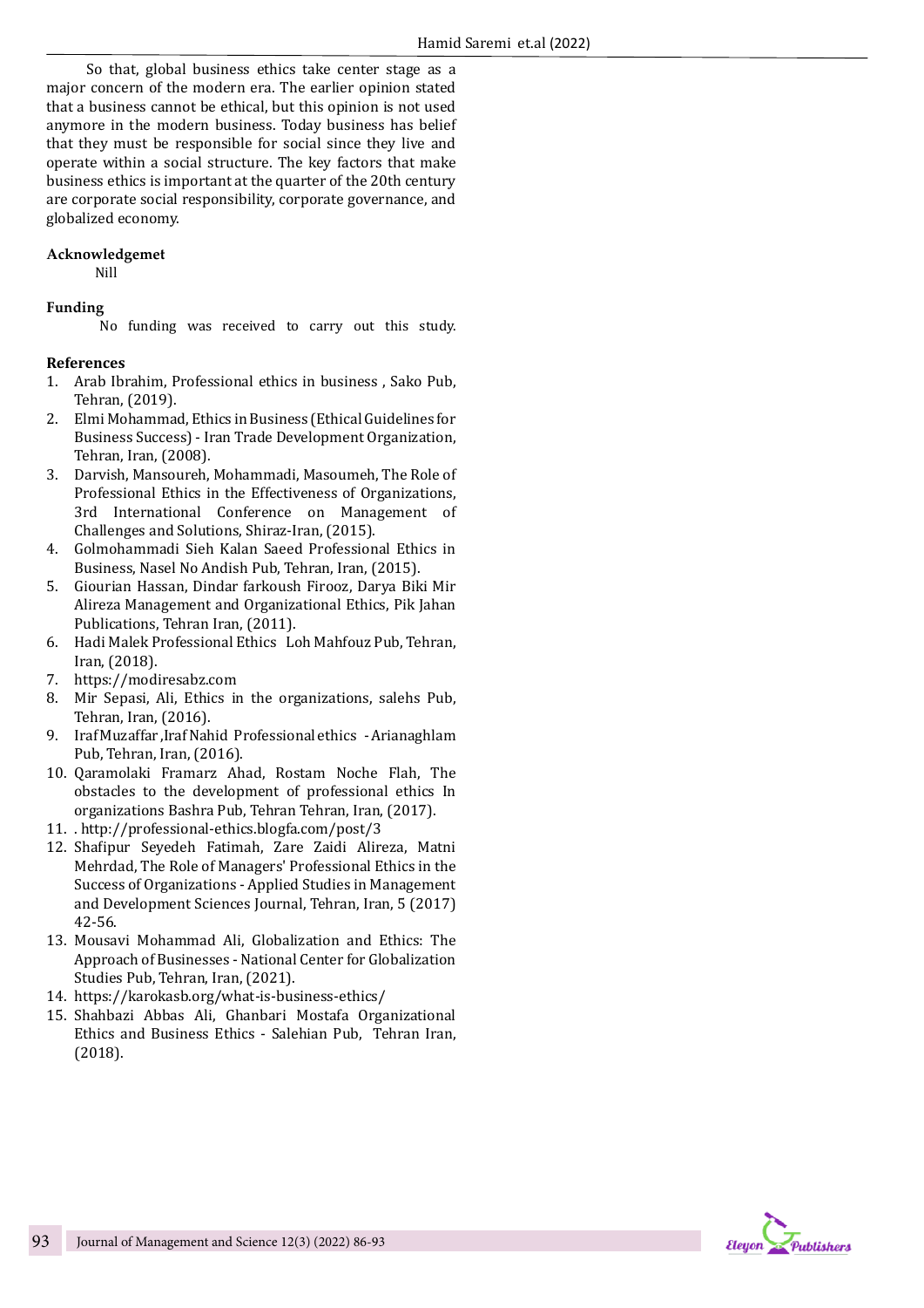So that, global business ethics take center stage as a major concern of the modern era. The earlier opinion stated that a business cannot be ethical, but this opinion is not used anymore in the modern business. Today business has belief that they must be responsible for social since they live and operate within a social structure. The key factors that make business ethics is important at the quarter of the 20th century are corporate social responsibility, corporate governance, and globalized economy.

**Acknowledgemet**

Nill

**Funding**

No funding was received to carry out this study.

**References**

1. Arab Ibrahim, Professional ethics in business , Sako Pub, Tehran, (2019).
2. Elmi Mohammad, Ethics in Business (Ethical Guidelines for Business Success) - Iran Trade Development Organization, Tehran, Iran, (2008).
3. Darvish, Mansoureh, Mohammadi, Masoumeh, The Role of Professional Ethics in the Effectiveness of Organizations, 3rd International Conference on Management of Challenges and Solutions, Shiraz-Iran, (2015).
4. Golmohammadi Sieh Kalan Saeed Professional Ethics in Business, Nasel No Andish Pub, Tehran, Iran, (2015).
5. Giourian Hassan, Dindar farkoush Firooz, Darya Biki Mir Alireza Management and Organizational Ethics, Pik Jahan Publications, Tehran Iran, (2011).
6. Hadi Malek Professional Ethics Loh Mahfouz Pub, Tehran, Iran, (2018).
7. https://modiresabz.com
8. Mir Sepasi, Ali, Ethics in the organizations, salehs Pub, Tehran, Iran, (2016).
9. Iraf Muzaffar ,Iraf Nahid Professional ethics - Arianaghlam Pub, Tehran, Iran, (2016).
10. Qaramolaki Framarz Ahad, Rostam Noche Flah, The obstacles to the development of professional ethics In organizations Bashra Pub, Tehran Tehran, Iran, (2017).
11. . http://professional-ethics.blogfa.com/post/3
12. Shafipur Seyedeh Fatimah, Zare Zaidi Alireza, Matni Mehrdad, The Role of Managers' Professional Ethics in the Success of Organizations - Applied Studies in Management and Development Sciences Journal, Tehran, Iran, 5 (2017) 42-56.
13. Mousavi Mohammad Ali, Globalization and Ethics: The Approach of Businesses - National Center for Globalization Studies Pub, Tehran, Iran, (2021).
14. https://karokasb.org/what-is-business-ethics/
15. Shahbazi Abbas Ali, Ghanbari Mostafa Organizational Ethics and Business Ethics - Salehian Pub, Tehran Iran, (2018).